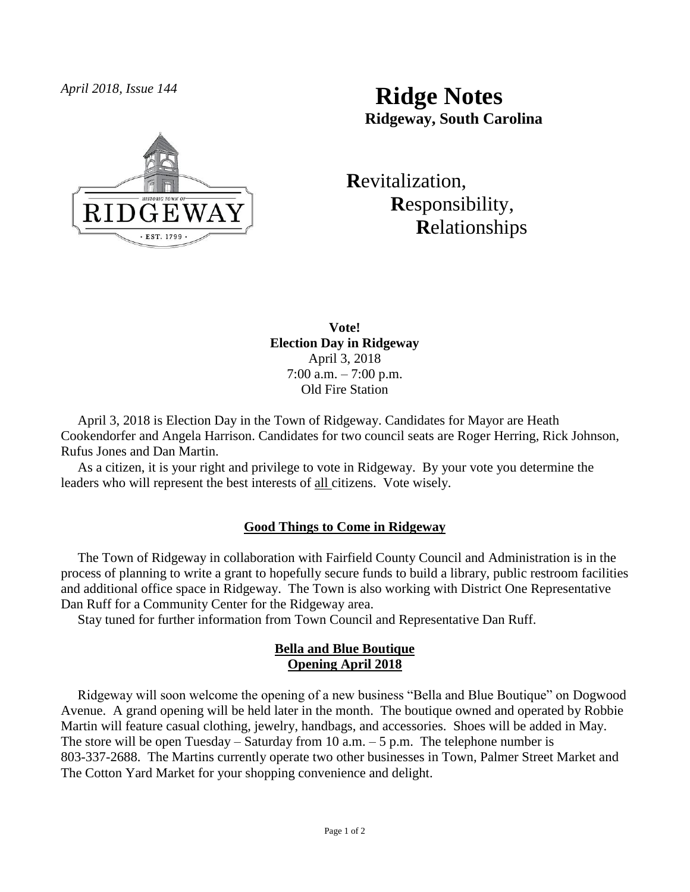*April 2018, Issue 144*

# Ridge Notes

**Ridgeway, South Carolina**

**R**evitalization,
**R**esponsibility,
**R**elationships

**Vote!**
**Election Day in Ridgeway**
April 3, 2018
7:00 a.m. – 7:00 p.m.
Old Fire Station

April 3, 2018 is Election Day in the Town of Ridgeway. Candidates for Mayor are Heath Cookendorfer and Angela Harrison. Candidates for two council seats are Roger Herring, Rick Johnson, Rufus Jones and Dan Martin.

As a citizen, it is your right and privilege to vote in Ridgeway. By your vote you determine the leaders who will represent the best interests of all citizens. Vote wisely.

## Good Things to Come in Ridgeway

The Town of Ridgeway in collaboration with Fairfield County Council and Administration is in the process of planning to write a grant to hopefully secure funds to build a library, public restroom facilities and additional office space in Ridgeway. The Town is also working with District One Representative Dan Ruff for a Community Center for the Ridgeway area.

Stay tuned for further information from Town Council and Representative Dan Ruff.

## Bella and Blue Boutique
## Opening April 2018

Ridgeway will soon welcome the opening of a new business "Bella and Blue Boutique" on Dogwood Avenue. A grand opening will be held later in the month. The boutique owned and operated by Robbie Martin will feature casual clothing, jewelry, handbags, and accessories. Shoes will be added in May. The store will be open Tuesday – Saturday from 10 a.m. – 5 p.m. The telephone number is 803-337-2688. The Martins currently operate two other businesses in Town, Palmer Street Market and The Cotton Yard Market for your shopping convenience and delight.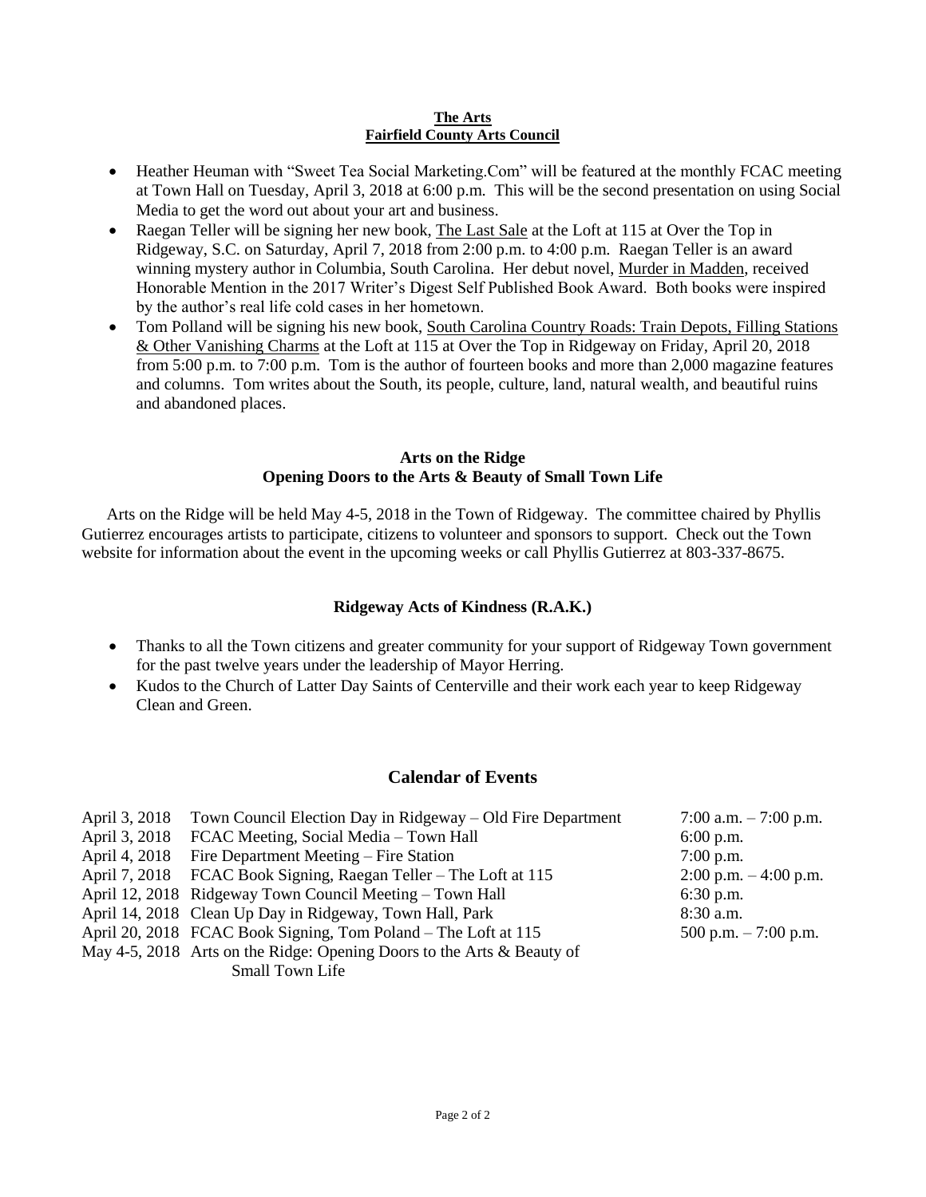**The Arts**
**Fairfield County Arts Council**

- Heather Heuman with "Sweet Tea Social Marketing.Com" will be featured at the monthly FCAC meeting at Town Hall on Tuesday, April 3, 2018 at 6:00 p.m. This will be the second presentation on using Social Media to get the word out about your art and business.
- Raegan Teller will be signing her new book, The Last Sale at the Loft at 115 at Over the Top in Ridgeway, S.C. on Saturday, April 7, 2018 from 2:00 p.m. to 4:00 p.m. Raegan Teller is an award winning mystery author in Columbia, South Carolina. Her debut novel, Murder in Madden, received Honorable Mention in the 2017 Writer's Digest Self Published Book Award. Both books were inspired by the author's real life cold cases in her hometown.
- Tom Polland will be signing his new book, South Carolina Country Roads: Train Depots, Filling Stations & Other Vanishing Charms at the Loft at 115 at Over the Top in Ridgeway on Friday, April 20, 2018 from 5:00 p.m. to 7:00 p.m. Tom is the author of fourteen books and more than 2,000 magazine features and columns. Tom writes about the South, its people, culture, land, natural wealth, and beautiful ruins and abandoned places.

**Arts on the Ridge**
**Opening Doors to the Arts & Beauty of Small Town Life**

Arts on the Ridge will be held May 4-5, 2018 in the Town of Ridgeway. The committee chaired by Phyllis Gutierrez encourages artists to participate, citizens to volunteer and sponsors to support. Check out the Town website for information about the event in the upcoming weeks or call Phyllis Gutierrez at 803-337-8675.

**Ridgeway Acts of Kindness (R.A.K.)**

- Thanks to all the Town citizens and greater community for your support of Ridgeway Town government for the past twelve years under the leadership of Mayor Herring.
- Kudos to the Church of Latter Day Saints of Centerville and their work each year to keep Ridgeway Clean and Green.

## Calendar of Events

| | | |
|---|---|---|
| April 3, 2018 | Town Council Election Day in Ridgeway – Old Fire Department | 7:00 a.m. – 7:00 p.m. |
| April 3, 2018 | FCAC Meeting, Social Media – Town Hall | 6:00 p.m. |
| April 4, 2018 | Fire Department Meeting – Fire Station | 7:00 p.m. |
| April 7, 2018 | FCAC Book Signing, Raegan Teller – The Loft at 115 | 2:00 p.m. – 4:00 p.m. |
| April 12, 2018 | Ridgeway Town Council Meeting – Town Hall | 6:30 p.m. |
| April 14, 2018 | Clean Up Day in Ridgeway, Town Hall, Park | 8:30 a.m. |
| April 20, 2018 | FCAC Book Signing, Tom Poland – The Loft at 115 | 500 p.m. – 7:00 p.m. |
| May 4-5, 2018 | Arts on the Ridge: Opening Doors to the Arts & Beauty of Small Town Life | |